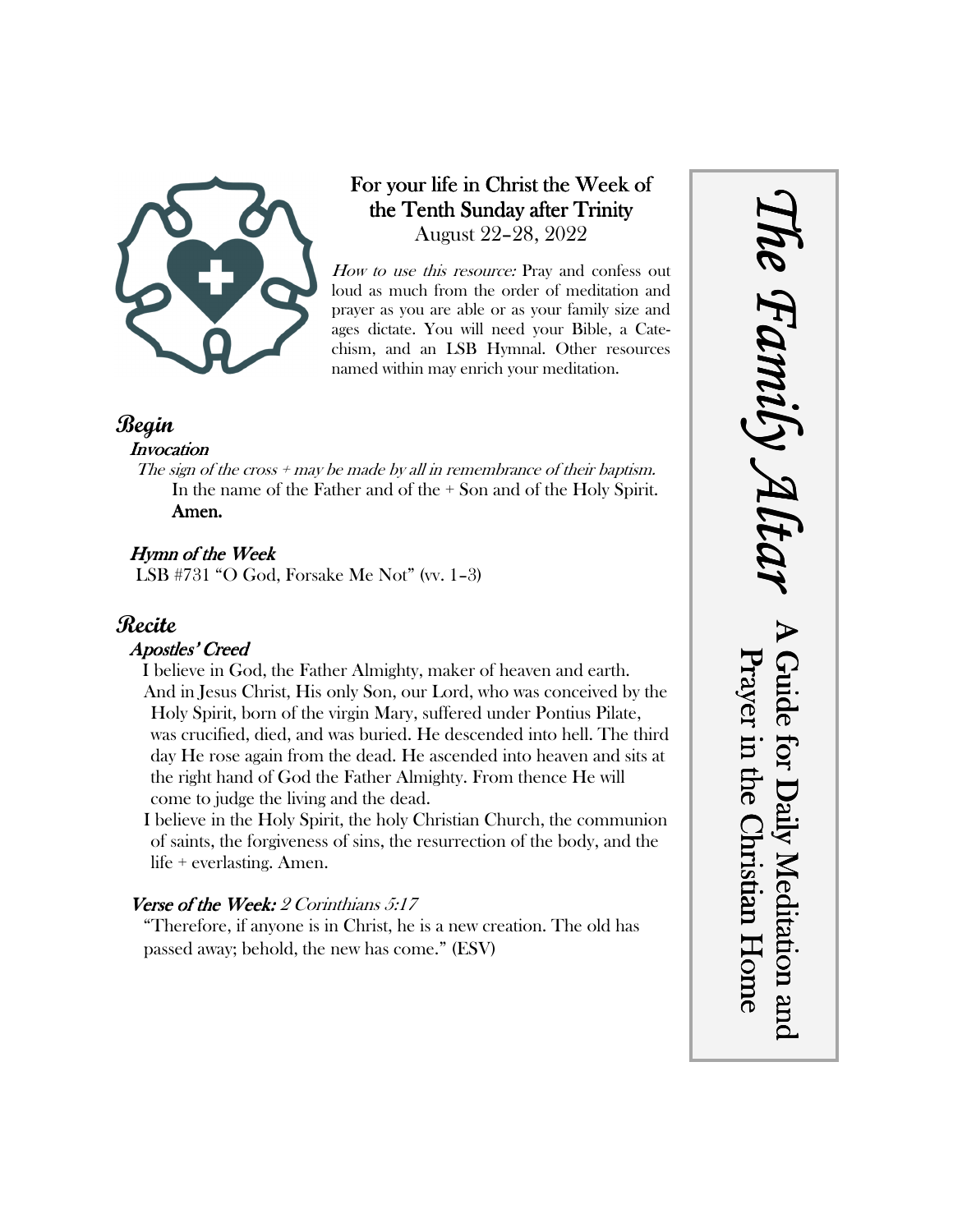# The Family Altar

**A Guide for Daily Meditation and Prayer in the Christian Home**

## For your life in Christ the Week of the Tenth Sunday after Trinity

August 22–28, 2022

*How to use this resource:* Pray and confess out loud as much from the order of meditation and prayer as you are able or as your family size and ages dictate. You will need your Bible, a Catechism, and an LSB Hymnal. Other resources named within may enrich your meditation.

## Begin

### Invocation

*The sign of the cross + may be made by all in remembrance of their baptism.*

In the name of the Father and of the + Son and of the Holy Spirit.
**Amen.**

### Hymn of the Week

LSB #731 "O God, Forsake Me Not" (vv. 1–3)

## Recite

### Apostles' Creed

I believe in God, the Father Almighty, maker of heaven and earth.

And in Jesus Christ, His only Son, our Lord, who was conceived by the Holy Spirit, born of the virgin Mary, suffered under Pontius Pilate, was crucified, died, and was buried. He descended into hell. The third day He rose again from the dead. He ascended into heaven and sits at the right hand of God the Father Almighty. From thence He will come to judge the living and the dead.

I believe in the Holy Spirit, the holy Christian Church, the communion of saints, the forgiveness of sins, the resurrection of the body, and the life + everlasting. Amen.

### Verse of the Week: *2 Corinthians 5:17*

"Therefore, if anyone is in Christ, he is a new creation. The old has passed away; behold, the new has come." (ESV)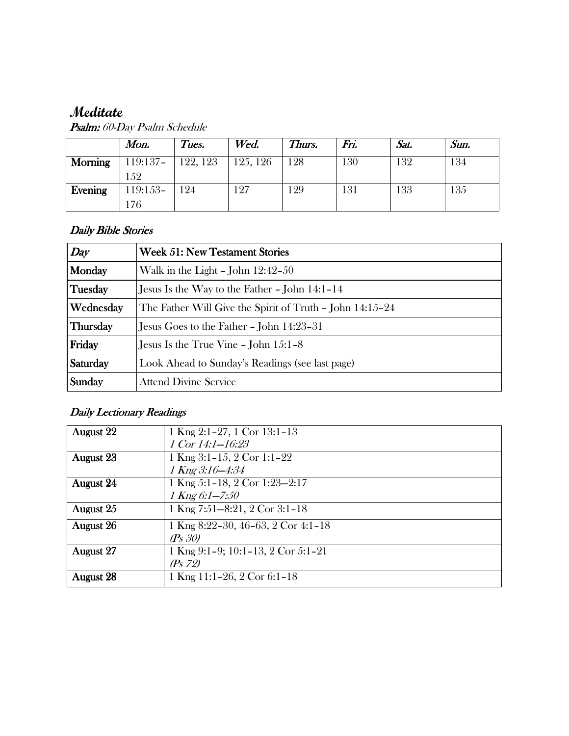# *Meditate*

***Psalm:*** *60-Day Psalm Schedule*

| | *Mon.* | *Tues.* | *Wed.* | *Thurs.* | *Fri.* | *Sat.* | *Sun.* |
|---|---|---|---|---|---|---|---|
| **Morning** | 119:137–152 | 122, 123 | 125, 126 | 128 | 130 | 132 | 134 |
| **Evening** | 119:153–176 | 124 | 127 | 129 | 131 | 133 | 135 |

### *Daily Bible Stories*

| *Day* | **Week 51: New Testament Stories** |
|---|---|
| **Monday** | Walk in the Light – John 12:42–50 |
| **Tuesday** | Jesus Is the Way to the Father – John 14:1–14 |
| **Wednesday** | The Father Will Give the Spirit of Truth – John 14:15–24 |
| **Thursday** | Jesus Goes to the Father – John 14:23–31 |
| **Friday** | Jesus Is the True Vine – John 15:1–8 |
| **Saturday** | Look Ahead to Sunday's Readings (see last page) |
| **Sunday** | Attend Divine Service |

### *Daily Lectionary Readings*

| | |
|---|---|
| **August 22** | 1 Kng 2:1–27, 1 Cor 13:1–13<br>*1 Cor 14:1—16:23* |
| **August 23** | 1 Kng 3:1–15, 2 Cor 1:1–22<br>*1 Kng 3:16—4:34* |
| **August 24** | 1 Kng 5:1–18, 2 Cor 1:23—2:17<br>*1 Kng 6:1—7:50* |
| **August 25** | 1 Kng 7:51—8:21, 2 Cor 3:1–18 |
| **August 26** | 1 Kng 8:22–30, 46–63, 2 Cor 4:1–18<br>*(Ps 30)* |
| **August 27** | 1 Kng 9:1–9; 10:1–13, 2 Cor 5:1–21<br>*(Ps 72)* |
| **August 28** | 1 Kng 11:1–26, 2 Cor 6:1–18 |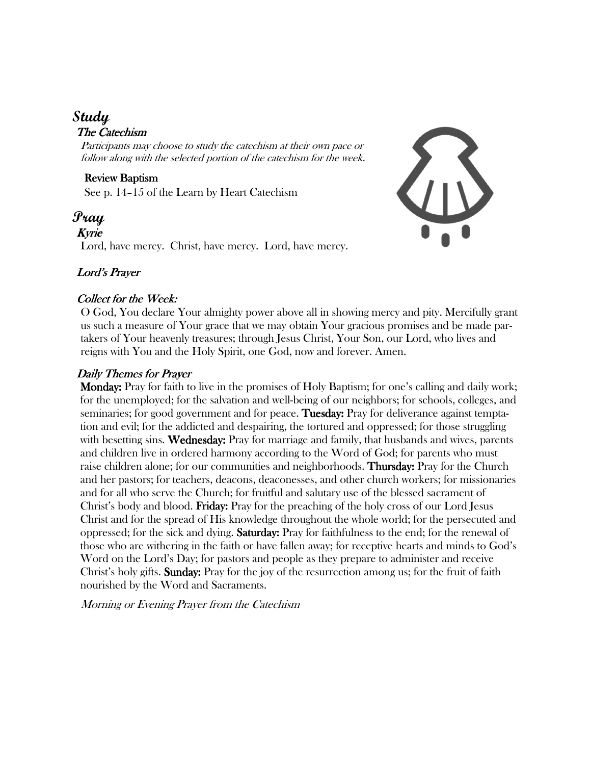# *Study*

### *The Catechism*

*Participants may choose to study the catechism at their own pace or follow along with the selected portion of the catechism for the week.*

**Review Baptism**

See p. 14–15 of the Learn by Heart Catechism

# *Pray*

### *Kyrie*

Lord, have mercy. Christ, have mercy. Lord, have mercy.

### *Lord's Prayer*

### *Collect for the Week:*

O God, You declare Your almighty power above all in showing mercy and pity. Mercifully grant us such a measure of Your grace that we may obtain Your gracious promises and be made partakers of Your heavenly treasures; through Jesus Christ, Your Son, our Lord, who lives and reigns with You and the Holy Spirit, one God, now and forever. Amen.

### *Daily Themes for Prayer*

**Monday:** Pray for faith to live in the promises of Holy Baptism; for one's calling and daily work; for the unemployed; for the salvation and well-being of our neighbors; for schools, colleges, and seminaries; for good government and for peace. **Tuesday:** Pray for deliverance against temptation and evil; for the addicted and despairing, the tortured and oppressed; for those struggling with besetting sins. **Wednesday:** Pray for marriage and family, that husbands and wives, parents and children live in ordered harmony according to the Word of God; for parents who must raise children alone; for our communities and neighborhoods. **Thursday:** Pray for the Church and her pastors; for teachers, deacons, deaconesses, and other church workers; for missionaries and for all who serve the Church; for fruitful and salutary use of the blessed sacrament of Christ's body and blood. **Friday:** Pray for the preaching of the holy cross of our Lord Jesus Christ and for the spread of His knowledge throughout the whole world; for the persecuted and oppressed; for the sick and dying. **Saturday:** Pray for faithfulness to the end; for the renewal of those who are withering in the faith or have fallen away; for receptive hearts and minds to God's Word on the Lord's Day; for pastors and people as they prepare to administer and receive Christ's holy gifts. **Sunday:** Pray for the joy of the resurrection among us; for the fruit of faith nourished by the Word and Sacraments.

*Morning or Evening Prayer from the Catechism*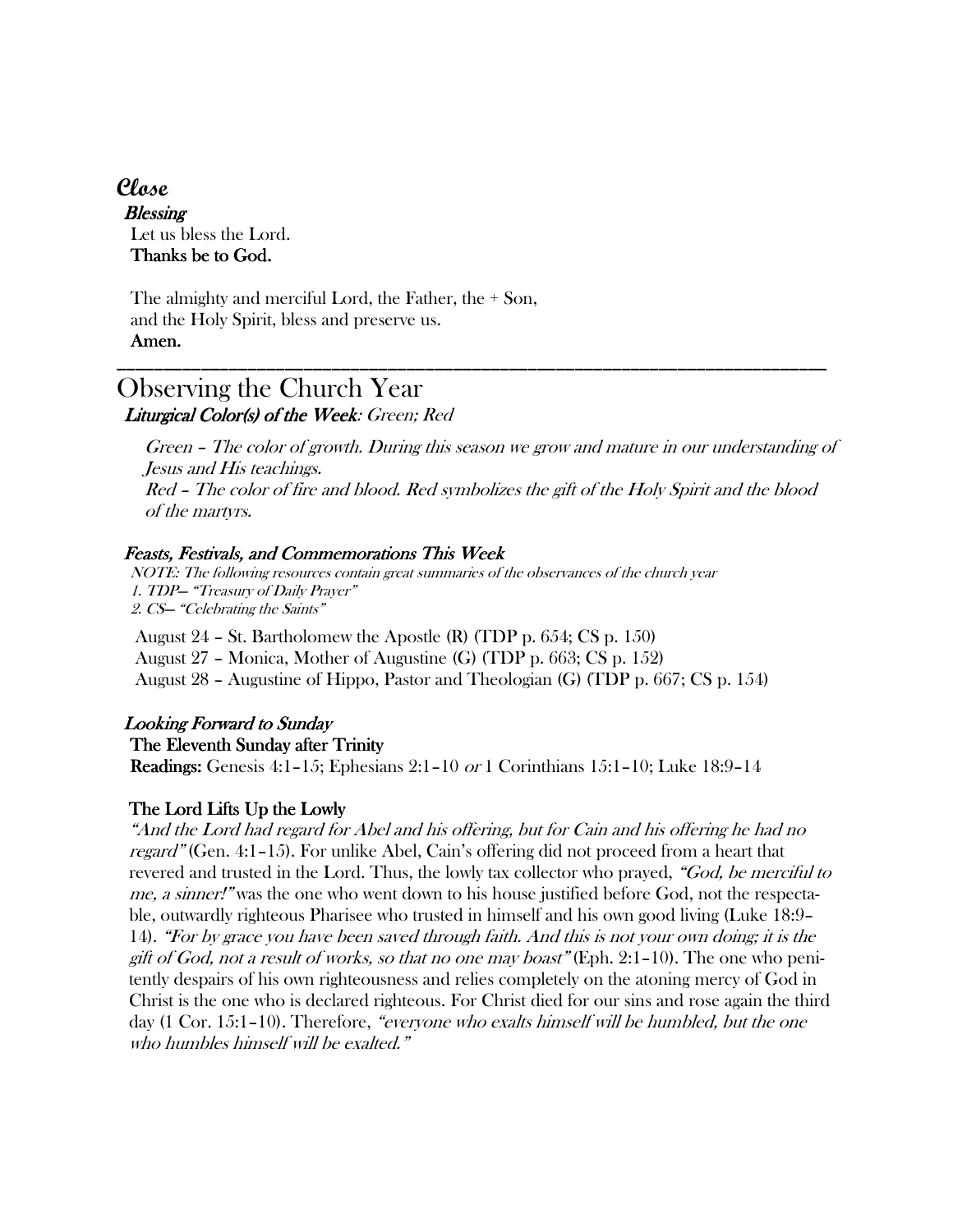## *Close*

***Blessing***

Let us bless the Lord.
**Thanks be to God.**

The almighty and merciful Lord, the Father, the + Son, and the Holy Spirit, bless and preserve us.
**Amen.**

---

# Observing the Church Year

***Liturgical Color(s) of the Week**: Green; Red*

*Green – The color of growth. During this season we grow and mature in our understanding of Jesus and His teachings.*
*Red – The color of fire and blood. Red symbolizes the gift of the Holy Spirit and the blood of the martyrs.*

### *Feasts, Festivals, and Commemorations This Week*

*NOTE: The following resources contain great summaries of the observances of the church year*
*1. TDP— "Treasury of Daily Prayer"*
*2. CS— "Celebrating the Saints"*

August 24 – St. Bartholomew the Apostle (R) (TDP p. 654; CS p. 150)
August 27 – Monica, Mother of Augustine (G) (TDP p. 663; CS p. 152)
August 28 – Augustine of Hippo, Pastor and Theologian (G) (TDP p. 667; CS p. 154)

### *Looking Forward to Sunday*

**The Eleventh Sunday after Trinity**
**Readings:** Genesis 4:1–15; Ephesians 2:1–10 *or* 1 Corinthians 15:1–10; Luke 18:9–14

**The Lord Lifts Up the Lowly**

*"And the Lord had regard for Abel and his offering, but for Cain and his offering he had no regard"* (Gen. 4:1–15). For unlike Abel, Cain's offering did not proceed from a heart that revered and trusted in the Lord. Thus, the lowly tax collector who prayed, *"God, be merciful to me, a sinner!"* was the one who went down to his house justified before God, not the respectable, outwardly righteous Pharisee who trusted in himself and his own good living (Luke 18:9–14). *"For by grace you have been saved through faith. And this is not your own doing; it is the gift of God, not a result of works, so that no one may boast"* (Eph. 2:1–10). The one who penitently despairs of his own righteousness and relies completely on the atoning mercy of God in Christ is the one who is declared righteous. For Christ died for our sins and rose again the third day (1 Cor. 15:1–10). Therefore, *"everyone who exalts himself will be humbled, but the one who humbles himself will be exalted."*